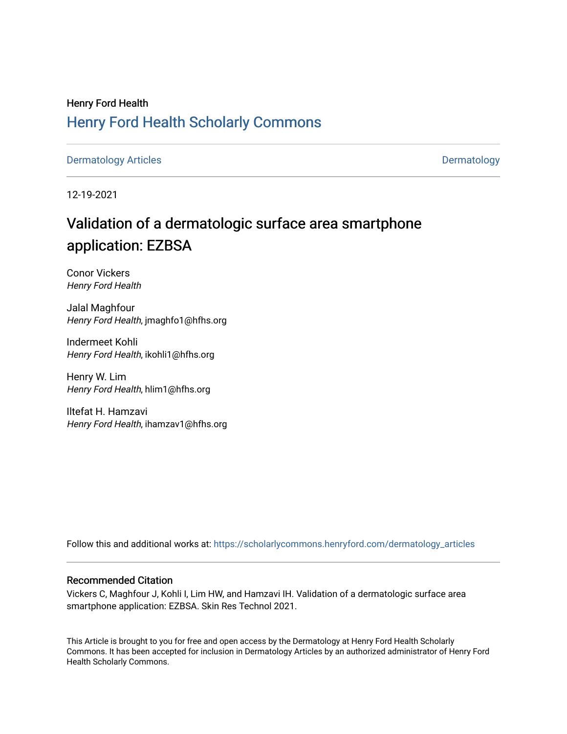Henry Ford Health

# Henry Ford Health Scholarly Commons

Dermatology Articles | Dermatology

12-19-2021

## Validation of a dermatologic surface area smartphone application: EZBSA

Conor Vickers
*Henry Ford Health*

Jalal Maghfour
*Henry Ford Health*, jmaghfo1@hfhs.org

Indermeet Kohli
*Henry Ford Health*, ikohli1@hfhs.org

Henry W. Lim
*Henry Ford Health*, hlim1@hfhs.org

Iltefat H. Hamzavi
*Henry Ford Health*, ihamzav1@hfhs.org

Follow this and additional works at: https://scholarlycommons.henryford.com/dermatology_articles

### Recommended Citation

Vickers C, Maghfour J, Kohli I, Lim HW, and Hamzavi IH. Validation of a dermatologic surface area smartphone application: EZBSA. Skin Res Technol 2021.

This Article is brought to you for free and open access by the Dermatology at Henry Ford Health Scholarly Commons. It has been accepted for inclusion in Dermatology Articles by an authorized administrator of Henry Ford Health Scholarly Commons.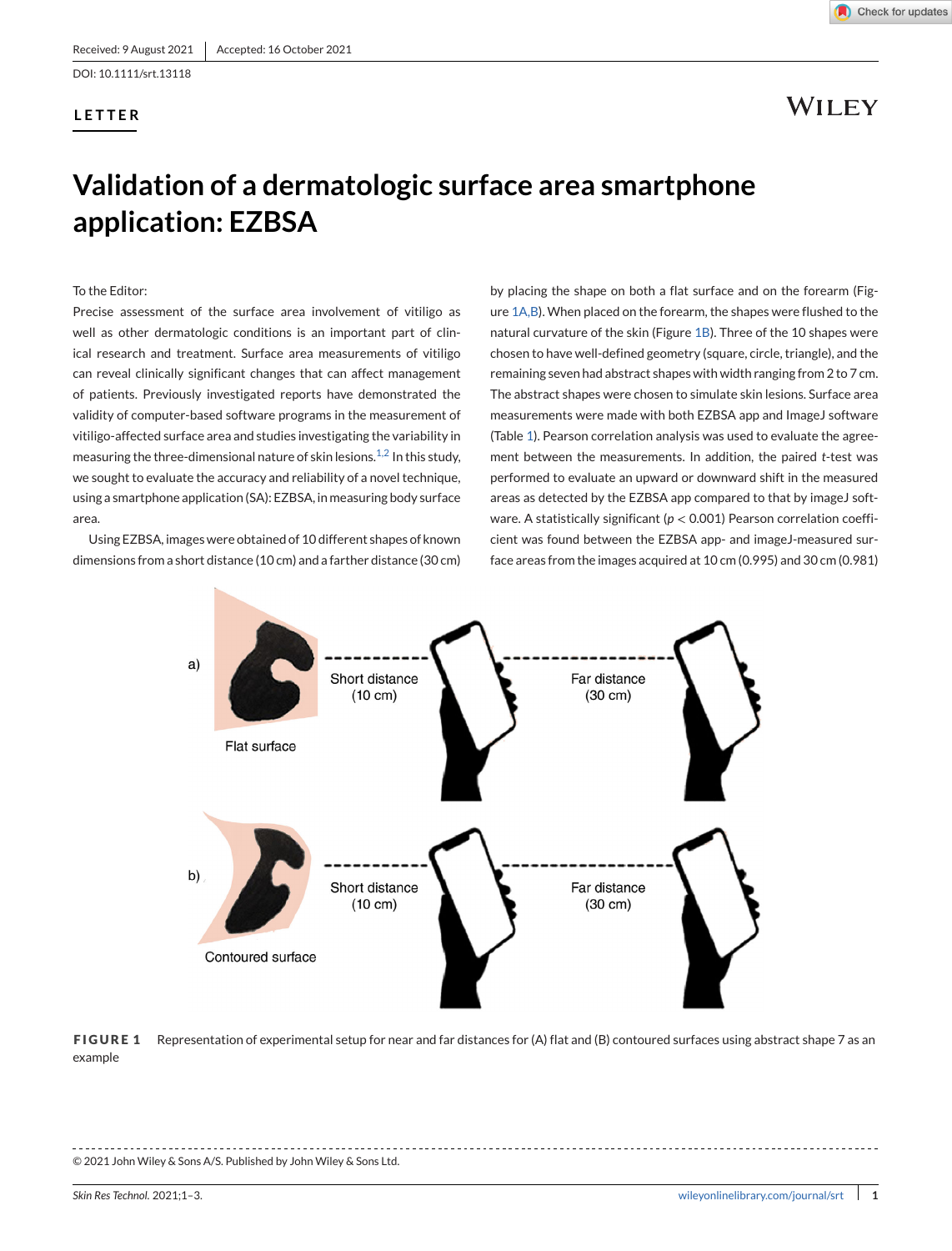Received: 9 August 2021 | Accepted: 16 October 2021

DOI: 10.1111/srt.13118

LETTER

# Validation of a dermatologic surface area smartphone application: EZBSA

To the Editor:

Precise assessment of the surface area involvement of vitiligo as well as other dermatologic conditions is an important part of clinical research and treatment. Surface area measurements of vitiligo can reveal clinically significant changes that can affect management of patients. Previously investigated reports have demonstrated the validity of computer-based software programs in the measurement of vitiligo-affected surface area and studies investigating the variability in measuring the three-dimensional nature of skin lesions.[1,2] In this study, we sought to evaluate the accuracy and reliability of a novel technique, using a smartphone application (SA): EZBSA, in measuring body surface area.

Using EZBSA, images were obtained of 10 different shapes of known dimensions from a short distance (10 cm) and a farther distance (30 cm) by placing the shape on both a flat surface and on the forearm (Figure 1A,B). When placed on the forearm, the shapes were flushed to the natural curvature of the skin (Figure 1B). Three of the 10 shapes were chosen to have well-defined geometry (square, circle, triangle), and the remaining seven had abstract shapes with width ranging from 2 to 7 cm. The abstract shapes were chosen to simulate skin lesions. Surface area measurements were made with both EZBSA app and ImageJ software (Table 1). Pearson correlation analysis was used to evaluate the agreement between the measurements. In addition, the paired *t*-test was performed to evaluate an upward or downward shift in the measured areas as detected by the EZBSA app compared to that by imageJ software. A statistically significant ($p < 0.001$) Pearson correlation coefficient was found between the EZBSA app- and imageJ-measured surface areas from the images acquired at 10 cm (0.995) and 30 cm (0.981)

**FIGURE 1** Representation of experimental setup for near and far distances for (A) flat and (B) contoured surfaces using abstract shape 7 as an example

© 2021 John Wiley & Sons A/S. Published by John Wiley & Sons Ltd.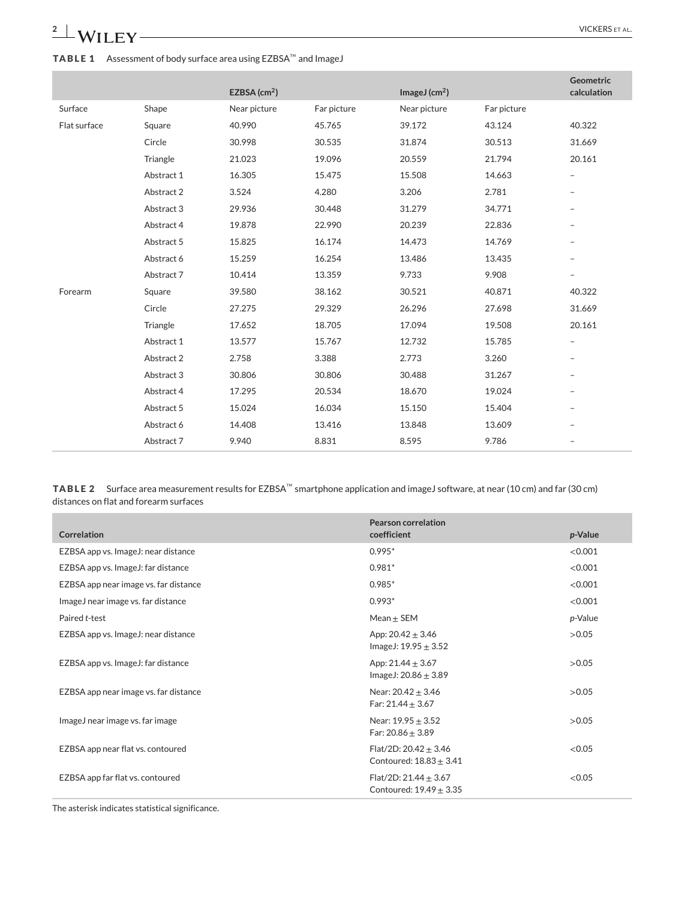**TABLE 1** Assessment of body surface area using EZBSA™ and ImageJ

| | | EZBSA ($cm^2$) | | ImageJ ($cm^2$) | | Geometric calculation |
|---|---|---|---|---|---|---|
| Surface | Shape | Near picture | Far picture | Near picture | Far picture | |
| Flat surface | Square | 40.990 | 45.765 | 39.172 | 43.124 | 40.322 |
| | Circle | 30.998 | 30.535 | 31.874 | 30.513 | 31.669 |
| | Triangle | 21.023 | 19.096 | 20.559 | 21.794 | 20.161 |
| | Abstract 1 | 16.305 | 15.475 | 15.508 | 14.663 | – |
| | Abstract 2 | 3.524 | 4.280 | 3.206 | 2.781 | – |
| | Abstract 3 | 29.936 | 30.448 | 31.279 | 34.771 | – |
| | Abstract 4 | 19.878 | 22.990 | 20.239 | 22.836 | – |
| | Abstract 5 | 15.825 | 16.174 | 14.473 | 14.769 | – |
| | Abstract 6 | 15.259 | 16.254 | 13.486 | 13.435 | – |
| | Abstract 7 | 10.414 | 13.359 | 9.733 | 9.908 | – |
| Forearm | Square | 39.580 | 38.162 | 30.521 | 40.871 | 40.322 |
| | Circle | 27.275 | 29.329 | 26.296 | 27.698 | 31.669 |
| | Triangle | 17.652 | 18.705 | 17.094 | 19.508 | 20.161 |
| | Abstract 1 | 13.577 | 15.767 | 12.732 | 15.785 | – |
| | Abstract 2 | 2.758 | 3.388 | 2.773 | 3.260 | – |
| | Abstract 3 | 30.806 | 30.806 | 30.488 | 31.267 | – |
| | Abstract 4 | 17.295 | 20.534 | 18.670 | 19.024 | – |
| | Abstract 5 | 15.024 | 16.034 | 15.150 | 15.404 | – |
| | Abstract 6 | 14.408 | 13.416 | 13.848 | 13.609 | – |
| | Abstract 7 | 9.940 | 8.831 | 8.595 | 9.786 | – |

**TABLE 2** Surface area measurement results for EZBSA™ smartphone application and imageJ software, at near (10 cm) and far (30 cm) distances on flat and forearm surfaces

| Correlation | Pearson correlation coefficient | *p*-Value |
|---|---|---|
| EZBSA app vs. ImageJ: near distance | 0.995* | <0.001 |
| EZBSA app vs. ImageJ: far distance | 0.981* | <0.001 |
| EZBSA app near image vs. far distance | 0.985* | <0.001 |
| ImageJ near image vs. far distance | 0.993* | <0.001 |
| Paired *t*-test | Mean ± SEM | *p*-Value |
| EZBSA app vs. ImageJ: near distance | App: 20.42 ± 3.46<br>ImageJ: 19.95 ± 3.52 | >0.05 |
| EZBSA app vs. ImageJ: far distance | App: 21.44 ± 3.67<br>ImageJ: 20.86 ± 3.89 | >0.05 |
| EZBSA app near image vs. far distance | Near: 20.42 ± 3.46<br>Far: 21.44 ± 3.67 | >0.05 |
| ImageJ near image vs. far image | Near: 19.95 ± 3.52<br>Far: 20.86 ± 3.89 | >0.05 |
| EZBSA app near flat vs. contoured | Flat/2D: 20.42 ± 3.46<br>Contoured: 18.83 ± 3.41 | <0.05 |
| EZBSA app far flat vs. contoured | Flat/2D: 21.44 ± 3.67<br>Contoured: 19.49 ± 3.35 | <0.05 |

The asterisk indicates statistical significance.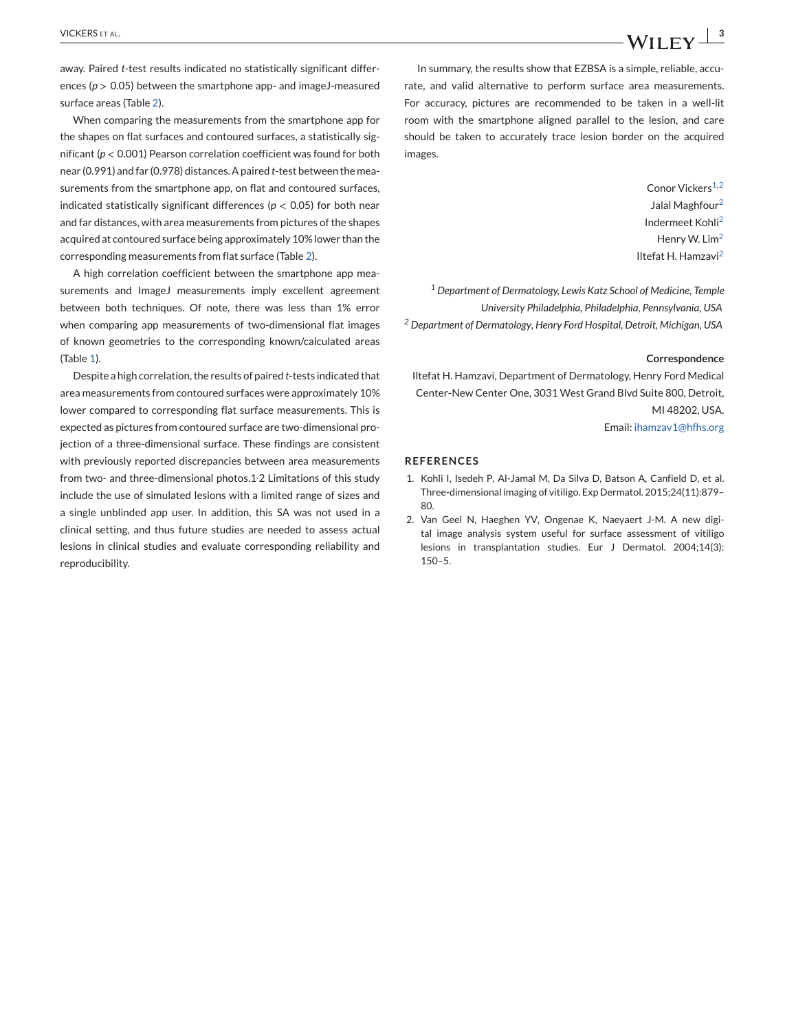away. Paired *t*-test results indicated no statistically significant differences ($p > 0.05$) between the smartphone app- and imageJ-measured surface areas (Table 2).

When comparing the measurements from the smartphone app for the shapes on flat surfaces and contoured surfaces, a statistically significant ($p < 0.001$) Pearson correlation coefficient was found for both near (0.991) and far (0.978) distances. A paired *t*-test between the measurements from the smartphone app, on flat and contoured surfaces, indicated statistically significant differences ($p < 0.05$) for both near and far distances, with area measurements from pictures of the shapes acquired at contoured surface being approximately 10% lower than the corresponding measurements from flat surface (Table 2).

A high correlation coefficient between the smartphone app measurements and ImageJ measurements imply excellent agreement between both techniques. Of note, there was less than 1% error when comparing app measurements of two-dimensional flat images of known geometries to the corresponding known/calculated areas (Table 1).

Despite a high correlation, the results of paired *t*-tests indicated that area measurements from contoured surfaces were approximately 10% lower compared to corresponding flat surface measurements. This is expected as pictures from contoured surface are two-dimensional projection of a three-dimensional surface. These findings are consistent with previously reported discrepancies between area measurements from two- and three-dimensional photos.[1,2] Limitations of this study include the use of simulated lesions with a limited range of sizes and a single unblinded app user. In addition, this SA was not used in a clinical setting, and thus future studies are needed to assess actual lesions in clinical studies and evaluate corresponding reliability and reproducibility.

In summary, the results show that EZBSA is a simple, reliable, accurate, and valid alternative to perform surface area measurements. For accuracy, pictures are recommended to be taken in a well-lit room with the smartphone aligned parallel to the lesion, and care should be taken to accurately trace lesion border on the acquired images.

Conor Vickers[1,2]
Jalal Maghfour[2]
Indermeet Kohli[2]
Henry W. Lim[2]
Iltefat H. Hamzavi[2]

[1] *Department of Dermatology, Lewis Katz School of Medicine, Temple University Philadelphia, Philadelphia, Pennsylvania, USA*
[2] *Department of Dermatology, Henry Ford Hospital, Detroit, Michigan, USA*

**Correspondence**

Iltefat H. Hamzavi, Department of Dermatology, Henry Ford Medical Center-New Center One, 3031 West Grand Blvd Suite 800, Detroit, MI 48202, USA.
Email: ihamzav1@hfhs.org

## REFERENCES

1. Kohli I, Isedeh P, Al-Jamal M, Da Silva D, Batson A, Canfield D, et al. Three-dimensional imaging of vitiligo. Exp Dermatol. 2015;24(11):879–80.
2. Van Geel N, Haeghen YV, Ongenae K, Naeyaert J-M. A new digital image analysis system useful for surface assessment of vitiligo lesions in transplantation studies. Eur J Dermatol. 2004;14(3):150–5.